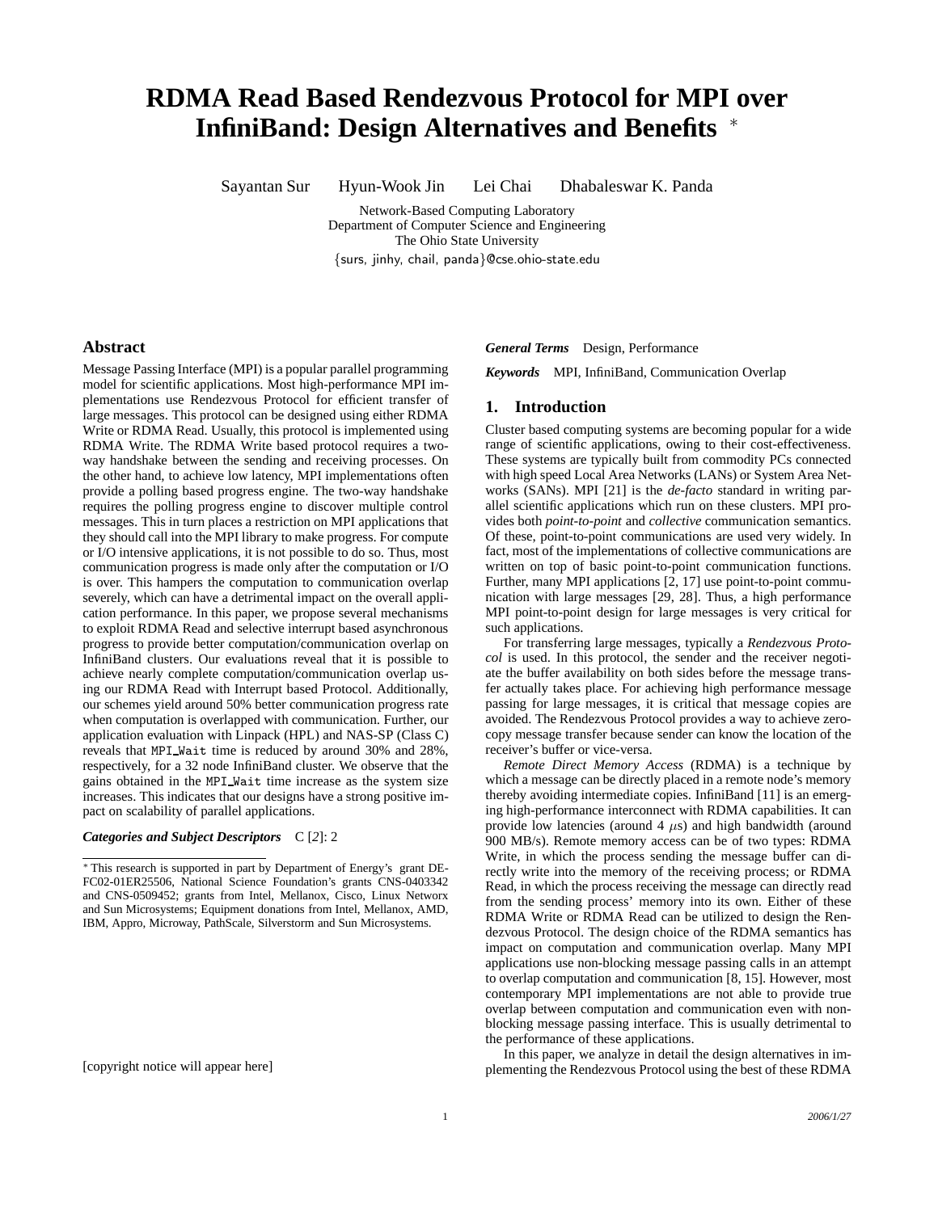# RDMA Read Based Rendezvous Protocol for MPI over InfiniBand: Design Alternatives and Benefits *

Sayantan Sur  Hyun-Wook Jin  Lei Chai  Dhabaleswar K. Panda

Network-Based Computing Laboratory
Department of Computer Science and Engineering
The Ohio State University
{surs, jinhy, chail, panda}@cse.ohio-state.edu

## Abstract

Message Passing Interface (MPI) is a popular parallel programming model for scientific applications. Most high-performance MPI implementations use Rendezvous Protocol for efficient transfer of large messages. This protocol can be designed using either RDMA Write or RDMA Read. Usually, this protocol is implemented using RDMA Write. The RDMA Write based protocol requires a two-way handshake between the sending and receiving processes. On the other hand, to achieve low latency, MPI implementations often provide a polling based progress engine. The two-way handshake requires the polling progress engine to discover multiple control messages. This in turn places a restriction on MPI applications that they should call into the MPI library to make progress. For compute or I/O intensive applications, it is not possible to do so. Thus, most communication progress is made only after the computation or I/O is over. This hampers the computation to communication overlap severely, which can have a detrimental impact on the overall application performance. In this paper, we propose several mechanisms to exploit RDMA Read and selective interrupt based asynchronous progress to provide better computation/communication overlap on InfiniBand clusters. Our evaluations reveal that it is possible to achieve nearly complete computation/communication overlap using our RDMA Read with Interrupt based Protocol. Additionally, our schemes yield around 50% better communication progress rate when computation is overlapped with communication. Further, our application evaluation with Linpack (HPL) and NAS-SP (Class C) reveals that `MPI_Wait` time is reduced by around 30% and 28%, respectively, for a 32 node InfiniBand cluster. We observe that the gains obtained in the `MPI_Wait` time increase as the system size increases. This indicates that our designs have a strong positive impact on scalability of parallel applications.

***Categories and Subject Descriptors*** C [*2*]: 2

***General Terms*** Design, Performance

***Keywords*** MPI, InfiniBand, Communication Overlap

## 1. Introduction

Cluster based computing systems are becoming popular for a wide range of scientific applications, owing to their cost-effectiveness. These systems are typically built from commodity PCs connected with high speed Local Area Networks (LANs) or System Area Networks (SANs). MPI [21] is the *de-facto* standard in writing parallel scientific applications which run on these clusters. MPI provides both *point-to-point* and *collective* communication semantics. Of these, point-to-point communications are used very widely. In fact, most of the implementations of collective communications are written on top of basic point-to-point communication functions. Further, many MPI applications [2, 17] use point-to-point communication with large messages [29, 28]. Thus, a high performance MPI point-to-point design for large messages is very critical for such applications.

For transferring large messages, typically a *Rendezvous Protocol* is used. In this protocol, the sender and the receiver negotiate the buffer availability on both sides before the message transfer actually takes place. For achieving high performance message passing for large messages, it is critical that message copies are avoided. The Rendezvous Protocol provides a way to achieve zero-copy message transfer because sender can know the location of the receiver's buffer or vice-versa.

*Remote Direct Memory Access* (RDMA) is a technique by which a message can be directly placed in a remote node's memory thereby avoiding intermediate copies. InfiniBand [11] is an emerging high-performance interconnect with RDMA capabilities. It can provide low latencies (around 4 $\mu$s) and high bandwidth (around 900 MB/s). Remote memory access can be of two types: RDMA Write, in which the process sending the message buffer can directly write into the memory of the receiving process; or RDMA Read, in which the process receiving the message can directly read from the sending process' memory into its own. Either of these RDMA Write or RDMA Read can be utilized to design the Rendezvous Protocol. The design choice of the RDMA semantics has impact on computation and communication overlap. Many MPI applications use non-blocking message passing calls in an attempt to overlap computation and communication [8, 15]. However, most contemporary MPI implementations are not able to provide true overlap between computation and communication even with non-blocking message passing interface. This is usually detrimental to the performance of these applications.

In this paper, we analyze in detail the design alternatives in implementing the Rendezvous Protocol using the best of these RDMA

---

* This research is supported in part by Department of Energy's grant DE-FC02-01ER25506, National Science Foundation's grants CNS-0403342 and CNS-0509452; grants from Intel, Mellanox, Cisco, Linux Networx and Sun Microsystems; Equipment donations from Intel, Mellanox, AMD, IBM, Appro, Microway, PathScale, Silverstorm and Sun Microsystems.

[copyright notice will appear here]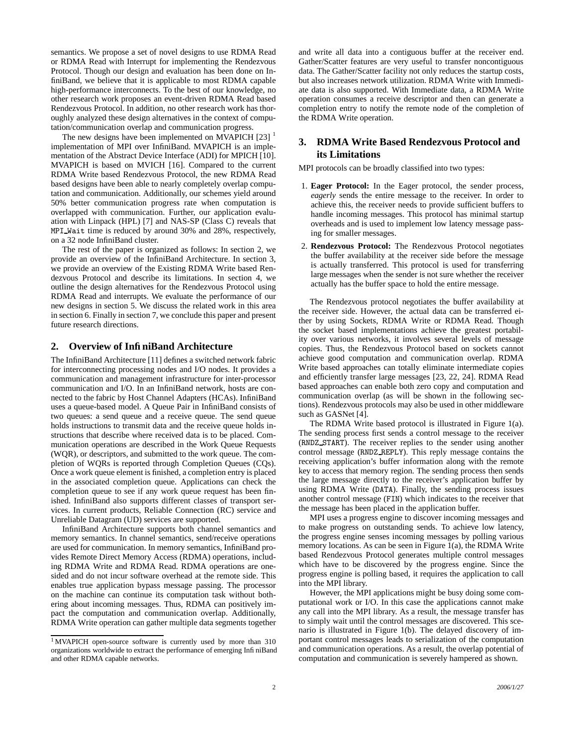semantics. We propose a set of novel designs to use RDMA Read or RDMA Read with Interrupt for implementing the Rendezvous Protocol. Though our design and evaluation has been done on InfiniBand, we believe that it is applicable to most RDMA capable high-performance interconnects. To the best of our knowledge, no other research work proposes an event-driven RDMA Read based Rendezvous Protocol. In addition, no other research work has thoroughly analyzed these design alternatives in the context of computation/communication overlap and communication progress.

The new designs have been implemented on MVAPICH [23] [1] implementation of MPI over InfiniBand. MVAPICH is an implementation of the Abstract Device Interface (ADI) for MPICH [10]. MVAPICH is based on MVICH [16]. Compared to the current RDMA Write based Rendezvous Protocol, the new RDMA Read based designs have been able to nearly completely overlap computation and communication. Additionally, our schemes yield around 50% better communication progress rate when computation is overlapped with communication. Further, our application evaluation with Linpack (HPL) [7] and NAS-SP (Class C) reveals that `MPI_Wait` time is reduced by around 30% and 28%, respectively, on a 32 node InfiniBand cluster.

The rest of the paper is organized as follows: In section 2, we provide an overview of the InfiniBand Architecture. In section 3, we provide an overview of the Existing RDMA Write based Rendezvous Protocol and describe its limitations. In section 4, we outline the design alternatives for the Rendezvous Protocol using RDMA Read and interrupts. We evaluate the performance of our new designs in section 5. We discuss the related work in this area in section 6. Finally in section 7, we conclude this paper and present future research directions.

## 2. Overview of InfiniBand Architecture

The InfiniBand Architecture [11] defines a switched network fabric for interconnecting processing nodes and I/O nodes. It provides a communication and management infrastructure for inter-processor communication and I/O. In an InfiniBand network, hosts are connected to the fabric by Host Channel Adapters (HCAs). InfiniBand uses a queue-based model. A Queue Pair in InfiniBand consists of two queues: a send queue and a receive queue. The send queue holds instructions to transmit data and the receive queue holds instructions that describe where received data is to be placed. Communication operations are described in the Work Queue Requests (WQR), or descriptors, and submitted to the work queue. The completion of WQRs is reported through Completion Queues (CQs). Once a work queue element is finished, a completion entry is placed in the associated completion queue. Applications can check the completion queue to see if any work queue request has been finished. InfiniBand also supports different classes of transport services. In current products, Reliable Connection (RC) service and Unreliable Datagram (UD) services are supported.

InfiniBand Architecture supports both channel semantics and memory semantics. In channel semantics, send/receive operations are used for communication. In memory semantics, InfiniBand provides Remote Direct Memory Access (RDMA) operations, including RDMA Write and RDMA Read. RDMA operations are one-sided and do not incur software overhead at the remote side. This enables true application bypass message passing. The processor on the machine can continue its computation task without bothering about incoming messages. Thus, RDMA can positively impact the computation and communication overlap. Additionally, RDMA Write operation can gather multiple data segments together and write all data into a contiguous buffer at the receiver end. Gather/Scatter features are very useful to transfer noncontiguous data. The Gather/Scatter facility not only reduces the startup costs, but also increases network utilization. RDMA Write with Immediate data is also supported. With Immediate data, a RDMA Write operation consumes a receive descriptor and then can generate a completion entry to notify the remote node of the completion of the RDMA Write operation.

[1] MVAPICH open-source software is currently used by more than 310 organizations worldwide to extract the performance of emerging InfiniBand and other RDMA capable networks.

## 3. RDMA Write Based Rendezvous Protocol and its Limitations

MPI protocols can be broadly classified into two types:

1. **Eager Protocol:** In the Eager protocol, the sender process, *eagerly* sends the entire message to the receiver. In order to achieve this, the receiver needs to provide sufficient buffers to handle incoming messages. This protocol has minimal startup overheads and is used to implement low latency message passing for smaller messages.
2. **Rendezvous Protocol:** The Rendezvous Protocol negotiates the buffer availability at the receiver side before the message is actually transferred. This protocol is used for transferring large messages when the sender is not sure whether the receiver actually has the buffer space to hold the entire message.

The Rendezvous protocol negotiates the buffer availability at the receiver side. However, the actual data can be transferred either by using Sockets, RDMA Write or RDMA Read. Though the socket based implementations achieve the greatest portability over various networks, it involves several levels of message copies. Thus, the Rendezvous Protocol based on sockets cannot achieve good computation and communication overlap. RDMA Write based approaches can totally eliminate intermediate copies and efficiently transfer large messages [23, 22, 24]. RDMA Read based approaches can enable both zero copy and computation and communication overlap (as will be shown in the following sections). Rendezvous protocols may also be used in other middleware such as GASNet [4].

The RDMA Write based protocol is illustrated in Figure 1(a). The sending process first sends a control message to the receiver (`RNDZ_START`). The receiver replies to the sender using another control message (`RNDZ_REPLY`). This reply message contains the receiving application's buffer information along with the remote key to access that memory region. The sending process then sends the large message directly to the receiver's application buffer by using RDMA Write (`DATA`). Finally, the sending process issues another control message (`FIN`) which indicates to the receiver that the message has been placed in the application buffer.

MPI uses a progress engine to discover incoming messages and to make progress on outstanding sends. To achieve low latency, the progress engine senses incoming messages by polling various memory locations. As can be seen in Figure 1(a), the RDMA Write based Rendezvous Protocol generates multiple control messages which have to be discovered by the progress engine. Since the progress engine is polling based, it requires the application to call into the MPI library.

However, the MPI applications might be busy doing some computational work or I/O. In this case the applications cannot make any call into the MPI library. As a result, the message transfer has to simply wait until the control messages are discovered. This scenario is illustrated in Figure 1(b). The delayed discovery of important control messages leads to serialization of the computation and communication operations. As a result, the overlap potential of computation and communication is severely hampered as shown.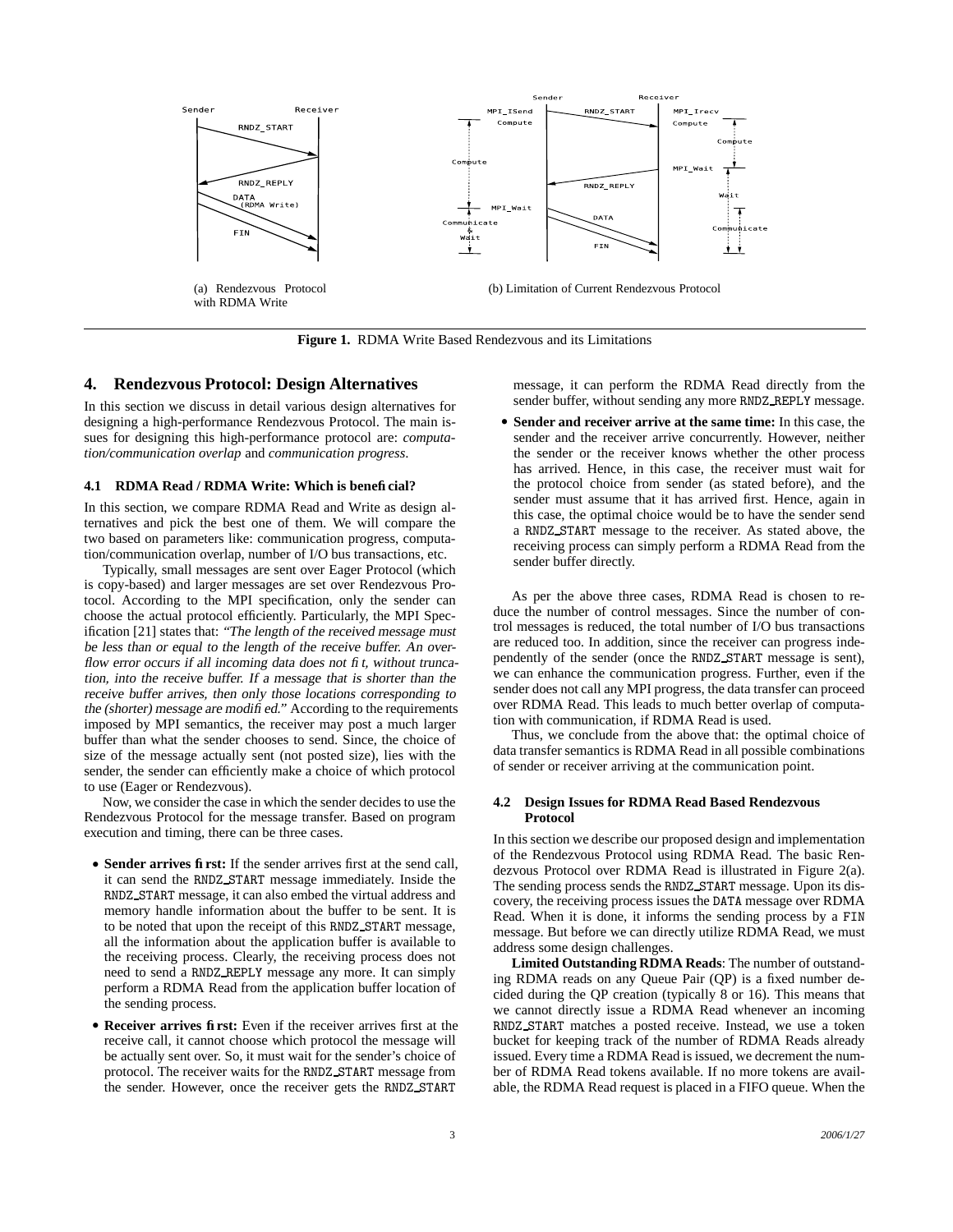(a) Rendezvous Protocol with RDMA Write

(b) Limitation of Current Rendezvous Protocol

**Figure 1.** RDMA Write Based Rendezvous and its Limitations

## 4. Rendezvous Protocol: Design Alternatives

In this section we discuss in detail various design alternatives for designing a high-performance Rendezvous Protocol. The main issues for designing this high-performance protocol are: *computation/communication overlap* and *communication progress*.

### 4.1 RDMA Read / RDMA Write: Which is beneficial?

In this section, we compare RDMA Read and Write as design alternatives and pick the best one of them. We will compare the two based on parameters like: communication progress, computation/communication overlap, number of I/O bus transactions, etc.

Typically, small messages are sent over Eager Protocol (which is copy-based) and larger messages are set over Rendezvous Protocol. According to the MPI specification, only the sender can choose the actual protocol efficiently. Particularly, the MPI Specification [21] states that: *"The length of the received message must be less than or equal to the length of the receive buffer. An overflow error occurs if all incoming data does not fit, without truncation, into the receive buffer. If a message that is shorter than the receive buffer arrives, then only those locations corresponding to the (shorter) message are modified."* According to the requirements imposed by MPI semantics, the receiver may post a much larger buffer than what the sender chooses to send. Since, the choice of size of the message actually sent (not posted size), lies with the sender, the sender can efficiently make a choice of which protocol to use (Eager or Rendezvous).

Now, we consider the case in which the sender decides to use the Rendezvous Protocol for the message transfer. Based on program execution and timing, there can be three cases.

- **Sender arrives first:** If the sender arrives first at the send call, it can send the RNDZ_START message immediately. Inside the RNDZ_START message, it can also embed the virtual address and memory handle information about the buffer to be sent. It is to be noted that upon the receipt of this RNDZ_START message, all the information about the application buffer is available to the receiving process. Clearly, the receiving process does not need to send a RNDZ_REPLY message any more. It can simply perform a RDMA Read from the application buffer location of the sending process.
- **Receiver arrives first:** Even if the receiver arrives first at the receive call, it cannot choose which protocol the message will be actually sent over. So, it must wait for the sender's choice of protocol. The receiver waits for the RNDZ_START message from the sender. However, once the receiver gets the RNDZ_START message, it can perform the RDMA Read directly from the sender buffer, without sending any more RNDZ_REPLY message.
- **Sender and receiver arrive at the same time:** In this case, the sender and the receiver arrive concurrently. However, neither the sender or the receiver knows whether the other process has arrived. Hence, in this case, the receiver must wait for the protocol choice from sender (as stated before), and the sender must assume that it has arrived first. Hence, again in this case, the optimal choice would be to have the sender send a RNDZ_START message to the receiver. As stated above, the receiving process can simply perform a RDMA Read from the sender buffer directly.

As per the above three cases, RDMA Read is chosen to reduce the number of control messages. Since the number of control messages is reduced, the total number of I/O bus transactions are reduced too. In addition, since the receiver can progress independently of the sender (once the RNDZ_START message is sent), we can enhance the communication progress. Further, even if the sender does not call any MPI progress, the data transfer can proceed over RDMA Read. This leads to much better overlap of computation with communication, if RDMA Read is used.

Thus, we conclude from the above that: the optimal choice of data transfer semantics is RDMA Read in all possible combinations of sender or receiver arriving at the communication point.

### 4.2 Design Issues for RDMA Read Based Rendezvous Protocol

In this section we describe our proposed design and implementation of the Rendezvous Protocol using RDMA Read. The basic Rendezvous Protocol over RDMA Read is illustrated in Figure 2(a). The sending process sends the RNDZ_START message. Upon its discovery, the receiving process issues the DATA message over RDMA Read. When it is done, it informs the sending process by a FIN message. But before we can directly utilize RDMA Read, we must address some design challenges.

**Limited Outstanding RDMA Reads**: The number of outstanding RDMA reads on any Queue Pair (QP) is a fixed number decided during the QP creation (typically 8 or 16). This means that we cannot directly issue a RDMA Read whenever an incoming RNDZ_START matches a posted receive. Instead, we use a token bucket for keeping track of the number of RDMA Reads already issued. Every time a RDMA Read is issued, we decrement the number of RDMA Read tokens available. If no more tokens are available, the RDMA Read request is placed in a FIFO queue. When the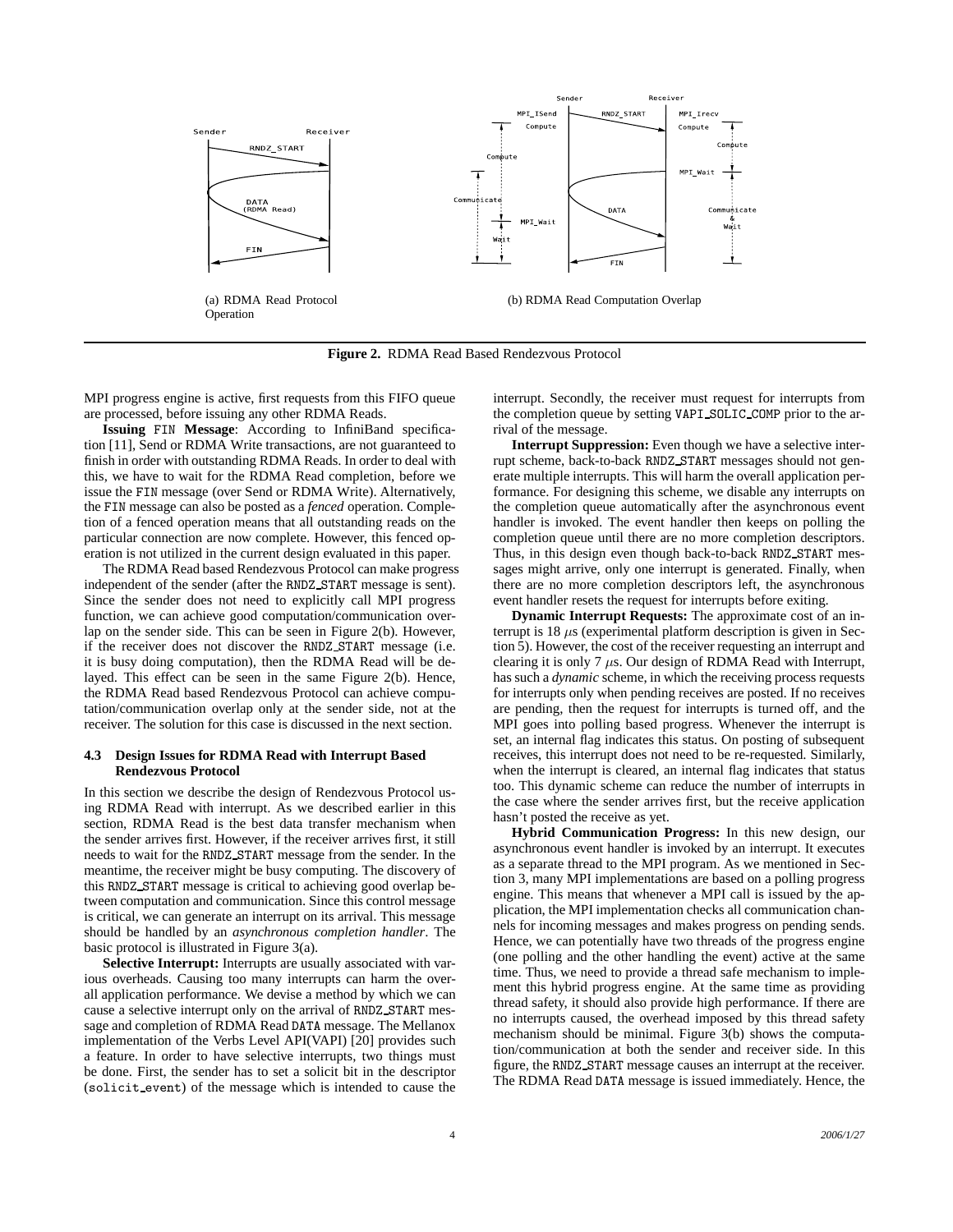(a) RDMA Read Protocol Operation

(b) RDMA Read Computation Overlap

**Figure 2.** RDMA Read Based Rendezvous Protocol

MPI progress engine is active, first requests from this FIFO queue are processed, before issuing any other RDMA Reads.

**Issuing** FIN **Message**: According to InfiniBand specification [11], Send or RDMA Write transactions, are not guaranteed to finish in order with outstanding RDMA Reads. In order to deal with this, we have to wait for the RDMA Read completion, before we issue the FIN message (over Send or RDMA Write). Alternatively, the FIN message can also be posted as a *fenced* operation. Completion of a fenced operation means that all outstanding reads on the particular connection are now complete. However, this fenced operation is not utilized in the current design evaluated in this paper.

The RDMA Read based Rendezvous Protocol can make progress independent of the sender (after the RNDZ_START message is sent). Since the sender does not need to explicitly call MPI progress function, we can achieve good computation/communication overlap on the sender side. This can be seen in Figure 2(b). However, if the receiver does not discover the RNDZ_START message (i.e. it is busy doing computation), then the RDMA Read will be delayed. This effect can be seen in the same Figure 2(b). Hence, the RDMA Read based Rendezvous Protocol can achieve computation/communication overlap only at the sender side, not at the receiver. The solution for this case is discussed in the next section.

### 4.3 Design Issues for RDMA Read with Interrupt Based Rendezvous Protocol

In this section we describe the design of Rendezvous Protocol using RDMA Read with interrupt. As we described earlier in this section, RDMA Read is the best data transfer mechanism when the sender arrives first. However, if the receiver arrives first, it still needs to wait for the RNDZ_START message from the sender. In the meantime, the receiver might be busy computing. The discovery of this RNDZ_START message is critical to achieving good overlap between computation and communication. Since this control message is critical, we can generate an interrupt on its arrival. This message should be handled by an *asynchronous completion handler*. The basic protocol is illustrated in Figure 3(a).

**Selective Interrupt:** Interrupts are usually associated with various overheads. Causing too many interrupts can harm the overall application performance. We devise a method by which we can cause a selective interrupt only on the arrival of RNDZ_START message and completion of RDMA Read DATA message. The Mellanox implementation of the Verbs Level API(VAPI) [20] provides such a feature. In order to have selective interrupts, two things must be done. First, the sender has to set a solicit bit in the descriptor (solicit_event) of the message which is intended to cause the interrupt. Secondly, the receiver must request for interrupts from the completion queue by setting VAPI_SOLIC_COMP prior to the arrival of the message.

**Interrupt Suppression:** Even though we have a selective interrupt scheme, back-to-back RNDZ_START messages should not generate multiple interrupts. This will harm the overall application performance. For designing this scheme, we disable any interrupts on the completion queue automatically after the asynchronous event handler is invoked. The event handler then keeps on polling the completion queue until there are no more completion descriptors. Thus, in this design even though back-to-back RNDZ_START messages might arrive, only one interrupt is generated. Finally, when there are no more completion descriptors left, the asynchronous event handler resets the request for interrupts before exiting.

**Dynamic Interrupt Requests:** The approximate cost of an interrupt is 18 $\mu$s (experimental platform description is given in Section 5). However, the cost of the receiver requesting an interrupt and clearing it is only 7 $\mu$s. Our design of RDMA Read with Interrupt, has such a *dynamic* scheme, in which the receiving process requests for interrupts only when pending receives are posted. If no receives are pending, then the request for interrupts is turned off, and the MPI goes into polling based progress. Whenever the interrupt is set, an internal flag indicates this status. On posting of subsequent receives, this interrupt does not need to be re-requested. Similarly, when the interrupt is cleared, an internal flag indicates that status too. This dynamic scheme can reduce the number of interrupts in the case where the sender arrives first, but the receive application hasn't posted the receive as yet.

**Hybrid Communication Progress:** In this new design, our asynchronous event handler is invoked by an interrupt. It executes as a separate thread to the MPI program. As we mentioned in Section 3, many MPI implementations are based on a polling progress engine. This means that whenever a MPI call is issued by the application, the MPI implementation checks all communication channels for incoming messages and makes progress on pending sends. Hence, we can potentially have two threads of the progress engine (one polling and the other handling the event) active at the same time. Thus, we need to provide a thread safe mechanism to implement this hybrid progress engine. At the same time as providing thread safety, it should also provide high performance. If there are no interrupts caused, the overhead imposed by this thread safety mechanism should be minimal. Figure 3(b) shows the computation/communication at both the sender and receiver side. In this figure, the RNDZ_START message causes an interrupt at the receiver. The RDMA Read DATA message is issued immediately. Hence, the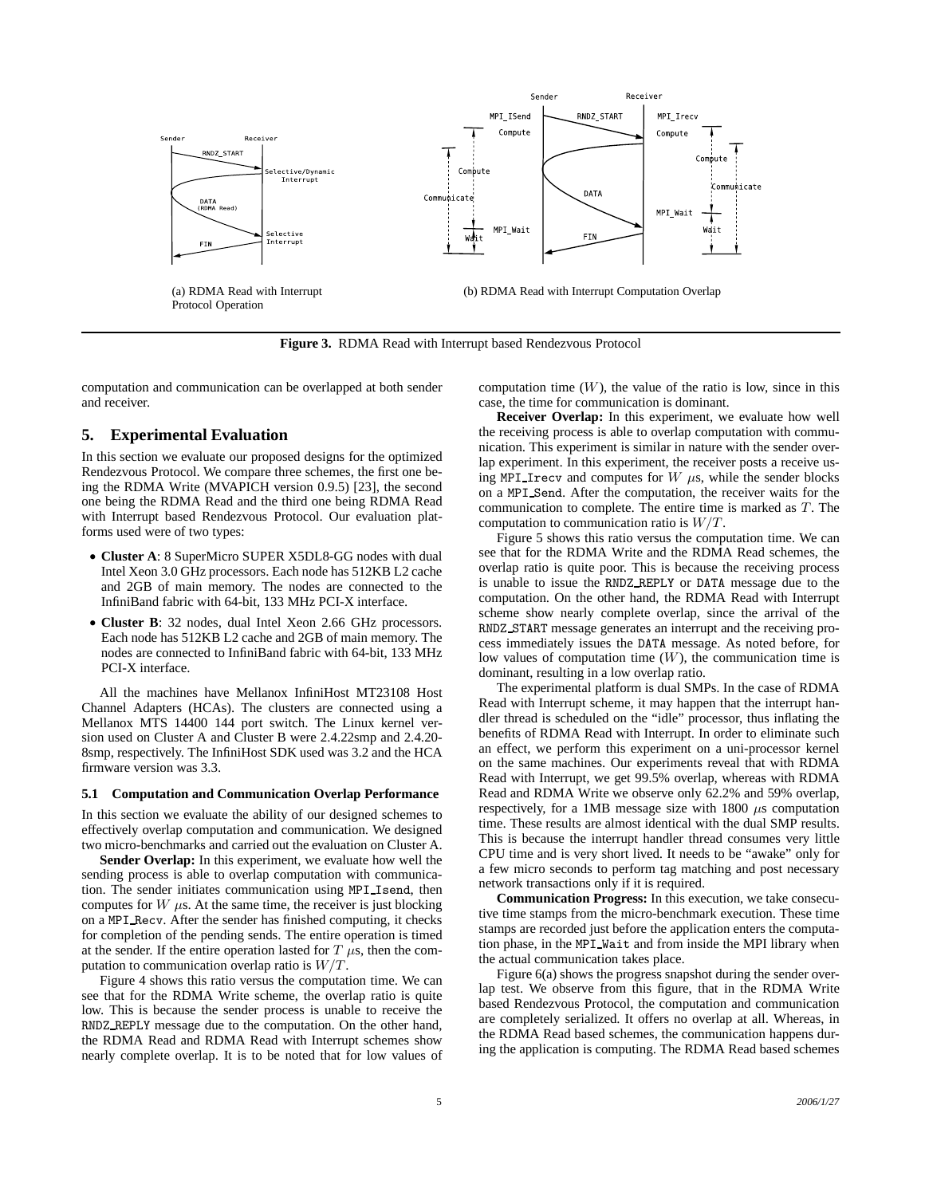(a) RDMA Read with Interrupt Protocol Operation

(b) RDMA Read with Interrupt Computation Overlap

**Figure 3.** RDMA Read with Interrupt based Rendezvous Protocol

computation and communication can be overlapped at both sender and receiver.

## 5. Experimental Evaluation

In this section we evaluate our proposed designs for the optimized Rendezvous Protocol. We compare three schemes, the first one being the RDMA Write (MVAPICH version 0.9.5) [23], the second one being the RDMA Read and the third one being RDMA Read with Interrupt based Rendezvous Protocol. Our evaluation platforms used were of two types:

- **Cluster A**: 8 SuperMicro SUPER X5DL8-GG nodes with dual Intel Xeon 3.0 GHz processors. Each node has 512KB L2 cache and 2GB of main memory. The nodes are connected to the InfiniBand fabric with 64-bit, 133 MHz PCI-X interface.
- **Cluster B**: 32 nodes, dual Intel Xeon 2.66 GHz processors. Each node has 512KB L2 cache and 2GB of main memory. The nodes are connected to InfiniBand fabric with 64-bit, 133 MHz PCI-X interface.

All the machines have Mellanox InfiniHost MT23108 Host Channel Adapters (HCAs). The clusters are connected using a Mellanox MTS 14400 144 port switch. The Linux kernel version used on Cluster A and Cluster B were 2.4.22smp and 2.4.20-8smp, respectively. The InfiniHost SDK used was 3.2 and the HCA firmware version was 3.3.

### 5.1 Computation and Communication Overlap Performance

In this section we evaluate the ability of our designed schemes to effectively overlap computation and communication. We designed two micro-benchmarks and carried out the evaluation on Cluster A.

**Sender Overlap:** In this experiment, we evaluate how well the sending process is able to overlap computation with communication. The sender initiates communication using MPI_Isend, then computes for $W$ $\mu$s. At the same time, the receiver is just blocking on a MPI_Recv. After the sender has finished computing, it checks for completion of the pending sends. The entire operation is timed at the sender. If the entire operation lasted for $T$ $\mu$s, then the computation to communication overlap ratio is $W/T$.

Figure 4 shows this ratio versus the computation time. We can see that for the RDMA Write scheme, the overlap ratio is quite low. This is because the sender process is unable to receive the RNDZ_REPLY message due to the computation. On the other hand, the RDMA Read and RDMA Read with Interrupt schemes show nearly complete overlap. It is to be noted that for low values of computation time ($W$), the value of the ratio is low, since in this case, the time for communication is dominant.

**Receiver Overlap:** In this experiment, we evaluate how well the receiving process is able to overlap computation with communication. This experiment is similar in nature with the sender overlap experiment. In this experiment, the receiver posts a receive using MPI_Irecv and computes for $W$ $\mu$s, while the sender blocks on a MPI_Send. After the computation, the receiver waits for the communication to complete. The entire time is marked as $T$. The computation to communication ratio is $W/T$.

Figure 5 shows this ratio versus the computation time. We can see that for the RDMA Write and the RDMA Read schemes, the overlap ratio is quite poor. This is because the receiving process is unable to issue the RNDZ_REPLY or DATA message due to the computation. On the other hand, the RDMA Read with Interrupt scheme show nearly complete overlap, since the arrival of the RNDZ_START message generates an interrupt and the receiving process immediately issues the DATA message. As noted before, for low values of computation time ($W$), the communication time is dominant, resulting in a low overlap ratio.

The experimental platform is dual SMPs. In the case of RDMA Read with Interrupt scheme, it may happen that the interrupt handler thread is scheduled on the "idle" processor, thus inflating the benefits of RDMA Read with Interrupt. In order to eliminate such an effect, we perform this experiment on a uni-processor kernel on the same machines. Our experiments reveal that with RDMA Read with Interrupt, we get 99.5% overlap, whereas with RDMA Read and RDMA Write we observe only 62.2% and 59% overlap, respectively, for a 1MB message size with 1800 $\mu$s computation time. These results are almost identical with the dual SMP results. This is because the interrupt handler thread consumes very little CPU time and is very short lived. It needs to be "awake" only for a few micro seconds to perform tag matching and post necessary network transactions only if it is required.

**Communication Progress:** In this execution, we take consecutive time stamps from the micro-benchmark execution. These time stamps are recorded just before the application enters the computation phase, in the MPI_Wait and from inside the MPI library when the actual communication takes place.

Figure 6(a) shows the progress snapshot during the sender overlap test. We observe from this figure, that in the RDMA Write based Rendezvous Protocol, the computation and communication are completely serialized. It offers no overlap at all. Whereas, in the RDMA Read based schemes, the communication happens during the application is computing. The RDMA Read based schemes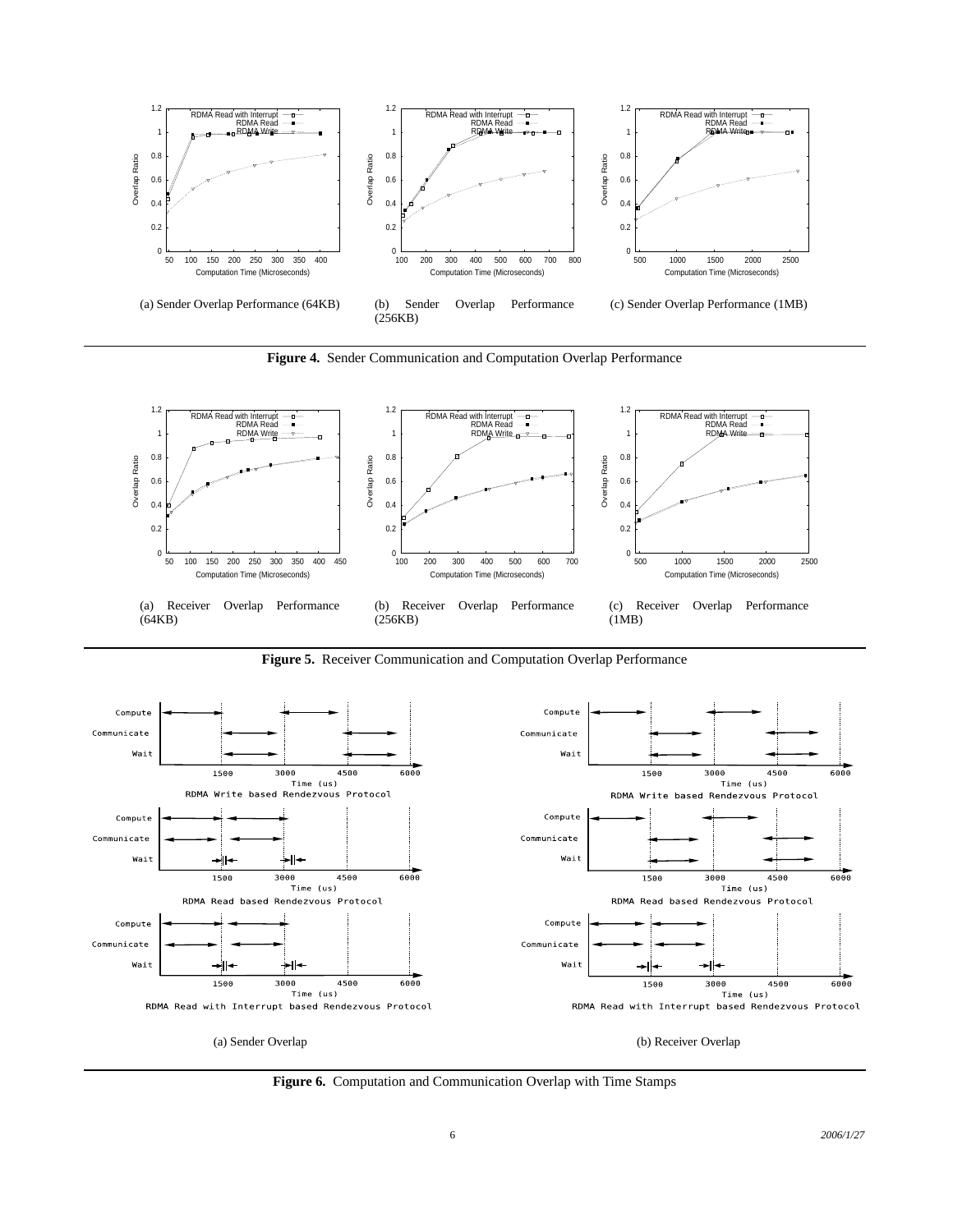(a) Sender Overlap Performance (64KB)

(b) Sender Overlap Performance (256KB)

(c) Sender Overlap Performance (1MB)

**Figure 4.** Sender Communication and Computation Overlap Performance

(a) Receiver Overlap Performance (64KB)

(b) Receiver Overlap Performance (256KB)

(c) Receiver Overlap Performance (1MB)

**Figure 5.** Receiver Communication and Computation Overlap Performance

(a) Sender Overlap

(b) Receiver Overlap

**Figure 6.** Computation and Communication Overlap with Time Stamps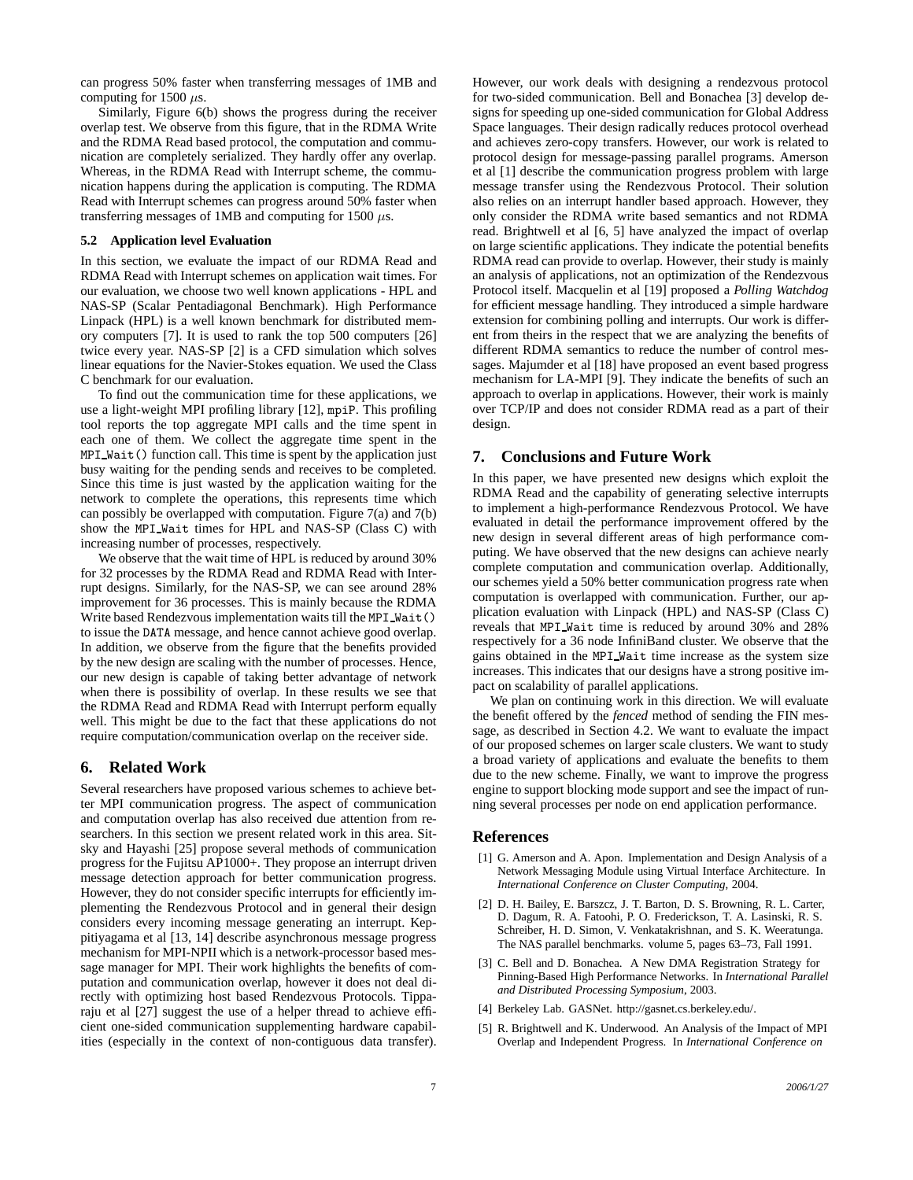can progress 50% faster when transferring messages of 1MB and computing for 1500 $\mu$s.

Similarly, Figure 6(b) shows the progress during the receiver overlap test. We observe from this figure, that in the RDMA Write and the RDMA Read based protocol, the computation and communication are completely serialized. They hardly offer any overlap. Whereas, in the RDMA Read with Interrupt scheme, the communication happens during the application is computing. The RDMA Read with Interrupt schemes can progress around 50% faster when transferring messages of 1MB and computing for 1500 $\mu$s.

### 5.2 Application level Evaluation

In this section, we evaluate the impact of our RDMA Read and RDMA Read with Interrupt schemes on application wait times. For our evaluation, we choose two well known applications - HPL and NAS-SP (Scalar Pentadiagonal Benchmark). High Performance Linpack (HPL) is a well known benchmark for distributed memory computers [7]. It is used to rank the top 500 computers [26] twice every year. NAS-SP [2] is a CFD simulation which solves linear equations for the Navier-Stokes equation. We used the Class C benchmark for our evaluation.

To find out the communication time for these applications, we use a light-weight MPI profiling library [12], `mpiP`. This profiling tool reports the top aggregate MPI calls and the time spent in each one of them. We collect the aggregate time spent in the `MPI_Wait()` function call. This time is spent by the application just busy waiting for the pending sends and receives to be completed. Since this time is just wasted by the application waiting for the network to complete the operations, this represents time which can possibly be overlapped with computation. Figure 7(a) and 7(b) show the `MPI_Wait` times for HPL and NAS-SP (Class C) with increasing number of processes, respectively.

We observe that the wait time of HPL is reduced by around 30% for 32 processes by the RDMA Read and RDMA Read with Interrupt designs. Similarly, for the NAS-SP, we can see around 28% improvement for 36 processes. This is mainly because the RDMA Write based Rendezvous implementation waits till the `MPI_Wait()` to issue the `DATA` message, and hence cannot achieve good overlap. In addition, we observe from the figure that the benefits provided by the new design are scaling with the number of processes. Hence, our new design is capable of taking better advantage of network when there is possibility of overlap. In these results we see that the RDMA Read and RDMA Read with Interrupt perform equally well. This might be due to the fact that these applications do not require computation/communication overlap on the receiver side.

## 6. Related Work

Several researchers have proposed various schemes to achieve better MPI communication progress. The aspect of communication and computation overlap has also received due attention from researchers. In this section we present related work in this area. Sitsky and Hayashi [25] propose several methods of communication progress for the Fujitsu AP1000+. They propose an interrupt driven message detection approach for better communication progress. However, they do not consider specific interrupts for efficiently implementing the Rendezvous Protocol and in general their design considers every incoming message generating an interrupt. Keppitiyagama et al [13, 14] describe asynchronous message progress mechanism for MPI-NPII which is a network-processor based message manager for MPI. Their work highlights the benefits of computation and communication overlap, however it does not deal directly with optimizing host based Rendezvous Protocols. Tipparaju et al [27] suggest the use of a helper thread to achieve efficient one-sided communication supplementing hardware capabilities (especially in the context of non-contiguous data transfer). However, our work deals with designing a rendezvous protocol for two-sided communication. Bell and Bonachea [3] develop designs for speeding up one-sided communication for Global Address Space languages. Their design radically reduces protocol overhead and achieves zero-copy transfers. However, our work is related to protocol design for message-passing parallel programs. Amerson et al [1] describe the communication progress problem with large message transfer using the Rendezvous Protocol. Their solution also relies on an interrupt handler based approach. However, they only consider the RDMA write based semantics and not RDMA read. Brightwell et al [6, 5] have analyzed the impact of overlap on large scientific applications. They indicate the potential benefits RDMA read can provide to overlap. However, their study is mainly an analysis of applications, not an optimization of the Rendezvous Protocol itself. Macquelin et al [19] proposed a *Polling Watchdog* for efficient message handling. They introduced a simple hardware extension for combining polling and interrupts. Our work is different from theirs in the respect that we are analyzing the benefits of different RDMA semantics to reduce the number of control messages. Majumder et al [18] have proposed an event based progress mechanism for LA-MPI [9]. They indicate the benefits of such an approach to overlap in applications. However, their work is mainly over TCP/IP and does not consider RDMA read as a part of their design.

## 7. Conclusions and Future Work

In this paper, we have presented new designs which exploit the RDMA Read and the capability of generating selective interrupts to implement a high-performance Rendezvous Protocol. We have evaluated in detail the performance improvement offered by the new design in several different areas of high performance computing. We have observed that the new designs can achieve nearly complete computation and communication overlap. Additionally, our schemes yield a 50% better communication progress rate when computation is overlapped with communication. Further, our application evaluation with Linpack (HPL) and NAS-SP (Class C) reveals that `MPI_Wait` time is reduced by around 30% and 28% respectively for a 36 node InfiniBand cluster. We observe that the gains obtained in the `MPI_Wait` time increase as the system size increases. This indicates that our designs have a strong positive impact on scalability of parallel applications.

We plan on continuing work in this direction. We will evaluate the benefit offered by the *fenced* method of sending the FIN message, as described in Section 4.2. We want to evaluate the impact of our proposed schemes on larger scale clusters. We want to study a broad variety of applications and evaluate the benefits to them due to the new scheme. Finally, we want to improve the progress engine to support blocking mode support and see the impact of running several processes per node on end application performance.

## References

[1] G. Amerson and A. Apon. Implementation and Design Analysis of a Network Messaging Module using Virtual Interface Architecture. In *International Conference on Cluster Computing*, 2004.

[2] D. H. Bailey, E. Barszcz, J. T. Barton, D. S. Browning, R. L. Carter, D. Dagum, R. A. Fatoohi, P. O. Frederickson, T. A. Lasinski, R. S. Schreiber, H. D. Simon, V. Venkatakrishnan, and S. K. Weeratunga. The NAS parallel benchmarks. volume 5, pages 63–73, Fall 1991.

[3] C. Bell and D. Bonachea. A New DMA Registration Strategy for Pinning-Based High Performance Networks. In *International Parallel and Distributed Processing Symposium*, 2003.

[4] Berkeley Lab. GASNet. http://gasnet.cs.berkeley.edu/.

[5] R. Brightwell and K. Underwood. An Analysis of the Impact of MPI Overlap and Independent Progress. In *International Conference on*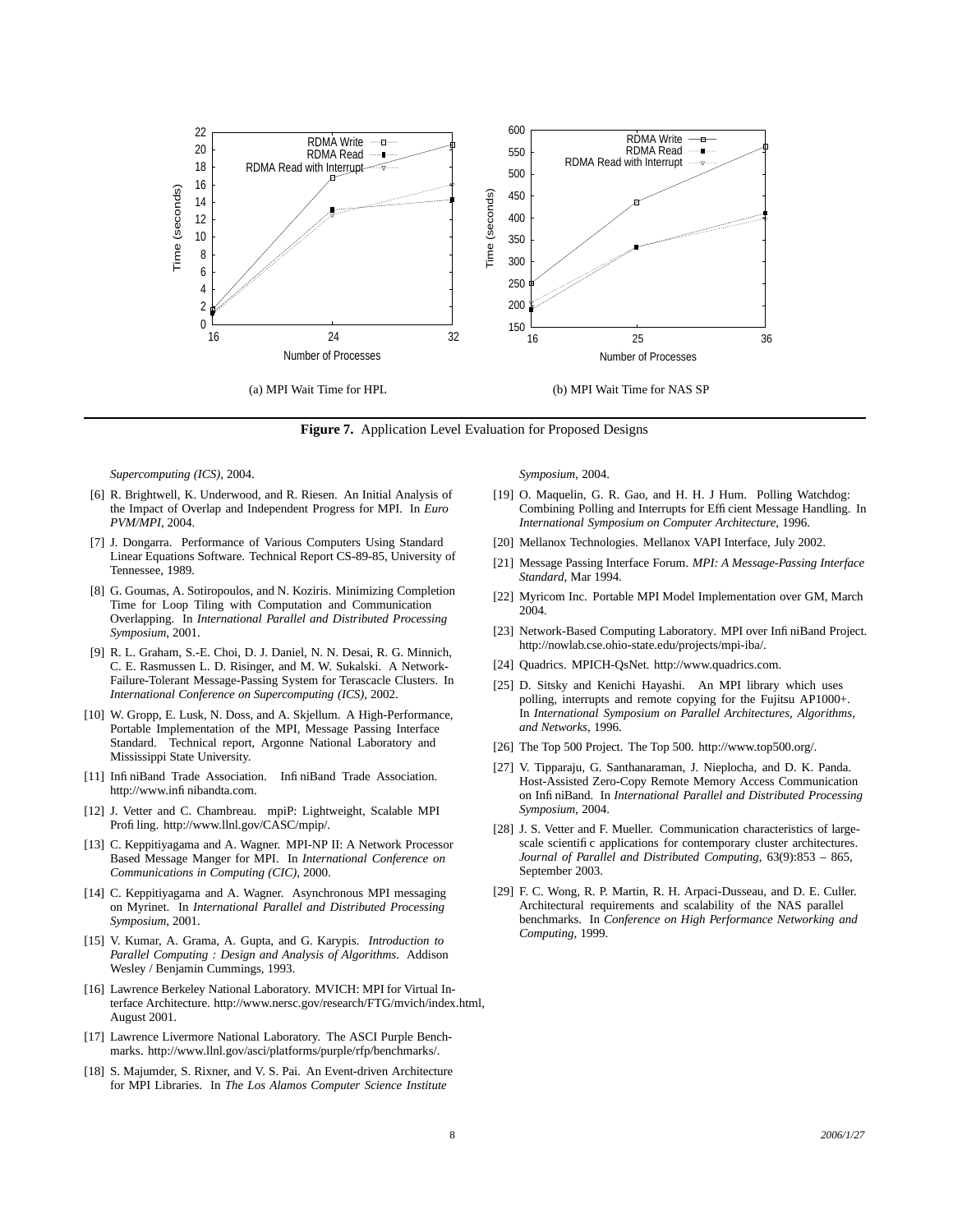Time (seconds)

22
20
18
16
14
12
10
8
6
4
2
0

16 24 32

Number of Processes

RDMA Write
RDMA Read
RDMA Read with Interrupt

(a) MPI Wait Time for HPL

Time (seconds)

600
550
500
450
400
350
300
250
200
150

16 25 36

Number of Processes

RDMA Write
RDMA Read
RDMA Read with Interrupt

(b) MPI Wait Time for NAS SP

**Figure 7.** Application Level Evaluation for Proposed Designs

*Supercomputing (ICS)*, 2004.

[6] R. Brightwell, K. Underwood, and R. Riesen. An Initial Analysis of the Impact of Overlap and Independent Progress for MPI. In *Euro PVM/MPI*, 2004.

[7] J. Dongarra. Performance of Various Computers Using Standard Linear Equations Software. Technical Report CS-89-85, University of Tennessee, 1989.

[8] G. Goumas, A. Sotiropoulos, and N. Koziris. Minimizing Completion Time for Loop Tiling with Computation and Communication Overlapping. In *International Parallel and Distributed Processing Symposium*, 2001.

[9] R. L. Graham, S.-E. Choi, D. J. Daniel, N. N. Desai, R. G. Minnich, C. E. Rasmussen L. D. Risinger, and M. W. Sukalski. A Network-Failure-Tolerant Message-Passing System for Terascacle Clusters. In *International Conference on Supercomputing (ICS)*, 2002.

[10] W. Gropp, E. Lusk, N. Doss, and A. Skjellum. A High-Performance, Portable Implementation of the MPI, Message Passing Interface Standard. Technical report, Argonne National Laboratory and Mississippi State University.

[11] InfiniBand Trade Association. InfiniBand Trade Association. http://www.infinibandta.com.

[12] J. Vetter and C. Chambreau. mpiP: Lightweight, Scalable MPI Profiling. http://www.llnl.gov/CASC/mpip/.

[13] C. Keppitiyagama and A. Wagner. MPI-NP II: A Network Processor Based Message Manger for MPI. In *International Conference on Communications in Computing (CIC)*, 2000.

[14] C. Keppitiyagama and A. Wagner. Asynchronous MPI messaging on Myrinet. In *International Parallel and Distributed Processing Symposium*, 2001.

[15] V. Kumar, A. Grama, A. Gupta, and G. Karypis. *Introduction to Parallel Computing : Design and Analysis of Algorithms*. Addison Wesley / Benjamin Cummings, 1993.

[16] Lawrence Berkeley National Laboratory. MVICH: MPI for Virtual Interface Architecture. http://www.nersc.gov/research/FTG/mvich/index.html, August 2001.

[17] Lawrence Livermore National Laboratory. The ASCI Purple Benchmarks. http://www.llnl.gov/asci/platforms/purple/rfp/benchmarks/.

[18] S. Majumder, S. Rixner, and V. S. Pai. An Event-driven Architecture for MPI Libraries. In *The Los Alamos Computer Science Institute Symposium*, 2004.

[19] O. Maquelin, G. R. Gao, and H. H. J Hum. Polling Watchdog: Combining Polling and Interrupts for Efficient Message Handling. In *International Symposium on Computer Architecture*, 1996.

[20] Mellanox Technologies. Mellanox VAPI Interface, July 2002.

[21] Message Passing Interface Forum. *MPI: A Message-Passing Interface Standard*, Mar 1994.

[22] Myricom Inc. Portable MPI Model Implementation over GM, March 2004.

[23] Network-Based Computing Laboratory. MPI over InfiniBand Project. http://nowlab.cse.ohio-state.edu/projects/mpi-iba/.

[24] Quadrics. MPICH-QsNet. http://www.quadrics.com.

[25] D. Sitsky and Kenichi Hayashi. An MPI library which uses polling, interrupts and remote copying for the Fujitsu AP1000+. In *International Symposium on Parallel Architectures, Algorithms, and Networks*, 1996.

[26] The Top 500 Project. The Top 500. http://www.top500.org/.

[27] V. Tipparaju, G. Santhanaraman, J. Nieplocha, and D. K. Panda. Host-Assisted Zero-Copy Remote Memory Access Communication on InfiniBand. In *International Parallel and Distributed Processing Symposium*, 2004.

[28] J. S. Vetter and F. Mueller. Communication characteristics of large-scale scientific applications for contemporary cluster architectures. *Journal of Parallel and Distributed Computing*, 63(9):853 – 865, September 2003.

[29] F. C. Wong, R. P. Martin, R. H. Arpaci-Dusseau, and D. E. Culler. Architectural requirements and scalability of the NAS parallel benchmarks. In *Conference on High Performance Networking and Computing*, 1999.